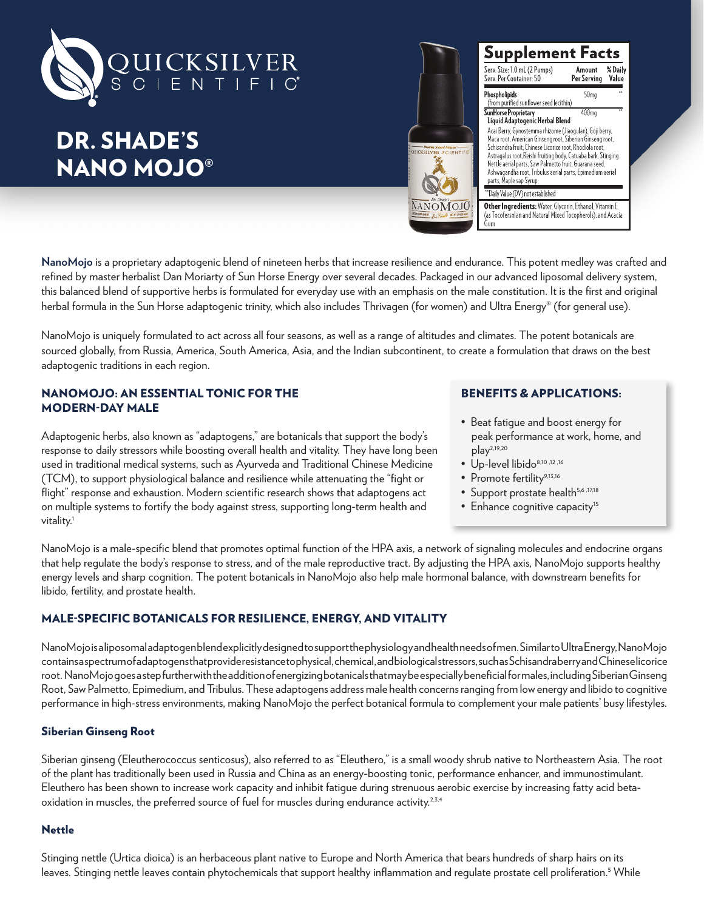# DR. SHADE'S NANO MOJO®

## Supplement Facts

| Serv. Size: 1.0 mL (2 Pumps)<br>Serv. Per Container: 50 | Amount Per Serving | % Daily Value |
|---|---|---|
| **Phospholipids** (from purified sunflower seed lecithin) | 50mg | ** |
| **SunHorse Proprietary Liquid Adaptogenic Herbal Blend** | 400mg | ** |
| Acai Berry, Gynostemma rhizome (Jiaogulan), Goji berry, Maca root, American Ginseng root, Siberian Ginseng root, Schisandra fruit, Chinese Licorice root, Rhodiola root, Astragalus root, Reishi fruiting body, Catuaba bark, Stinging Nettle aerial parts, Saw Palmetto fruit, Guarana seed, Ashwagandha root, Tribulus aerial parts, Epimedium aerial parts, Maple sap Syrup | | |

**Daily Value (DV) not established

**Other Ingredients:** Water, Glycerin, Ethanol, Vitamin E (as Tocofersolan and Natural Mixed Tocopherols), and Acacia Gum

**NanoMojo** is a proprietary adaptogenic blend of nineteen herbs that increase resilience and endurance. This potent medley was crafted and refined by master herbalist Dan Moriarty of Sun Horse Energy over several decades. Packaged in our advanced liposomal delivery system, this balanced blend of supportive herbs is formulated for everyday use with an emphasis on the male constitution. It is the first and original herbal formula in the Sun Horse adaptogenic trinity, which also includes Thrivagen (for women) and Ultra Energy® (for general use).

NanoMojo is uniquely formulated to act across all four seasons, as well as a range of altitudes and climates. The potent botanicals are sourced globally, from Russia, America, South America, Asia, and the Indian subcontinent, to create a formulation that draws on the best adaptogenic traditions in each region.

## NANOMOJO: AN ESSENTIAL TONIC FOR THE MODERN-DAY MALE

Adaptogenic herbs, also known as "adaptogens," are botanicals that support the body's response to daily stressors while boosting overall health and vitality. They have long been used in traditional medical systems, such as Ayurveda and Traditional Chinese Medicine (TCM), to support physiological balance and resilience while attenuating the "fight or flight" response and exhaustion. Modern scientific research shows that adaptogens act on multiple systems to fortify the body against stress, supporting long-term health and vitality.[1]

## BENEFITS & APPLICATIONS:

- Beat fatigue and boost energy for peak performance at work, home, and play[2,19,20]
- Up-level libido[8,10,12,16]
- Promote fertility[9,13,16]
- Support prostate health[5,6,17,18]
- Enhance cognitive capacity[15]

NanoMojo is a male-specific blend that promotes optimal function of the HPA axis, a network of signaling molecules and endocrine organs that help regulate the body's response to stress, and of the male reproductive tract. By adjusting the HPA axis, NanoMojo supports healthy energy levels and sharp cognition. The potent botanicals in NanoMojo also help male hormonal balance, with downstream benefits for libido, fertility, and prostate health.

## MALE-SPECIFIC BOTANICALS FOR RESILIENCE, ENERGY, AND VITALITY

NanoMojo is a liposomal adaptogen blend explicitly designed to support the physiology and health needs of men. Similar to Ultra Energy, NanoMojo contains a spectrum of adaptogens that provide resistance to physical, chemical, and biological stressors, such as Schisandra berry and Chinese licorice root. NanoMojo goes a step further with the addition of energizing botanicals that may be especially beneficial for males, including Siberian Ginseng Root, Saw Palmetto, Epimedium, and Tribulus. These adaptogens address male health concerns ranging from low energy and libido to cognitive performance in high-stress environments, making NanoMojo the perfect botanical formula to complement your male patients' busy lifestyles.

### Siberian Ginseng Root

Siberian ginseng (Eleutherococcus senticosus), also referred to as "Eleuthero," is a small woody shrub native to Northeastern Asia. The root of the plant has traditionally been used in Russia and China as an energy-boosting tonic, performance enhancer, and immunostimulant. Eleuthero has been shown to increase work capacity and inhibit fatigue during strenuous aerobic exercise by increasing fatty acid beta-oxidation in muscles, the preferred source of fuel for muscles during endurance activity.[2,3,4]

### Nettle

Stinging nettle (Urtica dioica) is an herbaceous plant native to Europe and North America that bears hundreds of sharp hairs on its leaves. Stinging nettle leaves contain phytochemicals that support healthy inflammation and regulate prostate cell proliferation.[5] While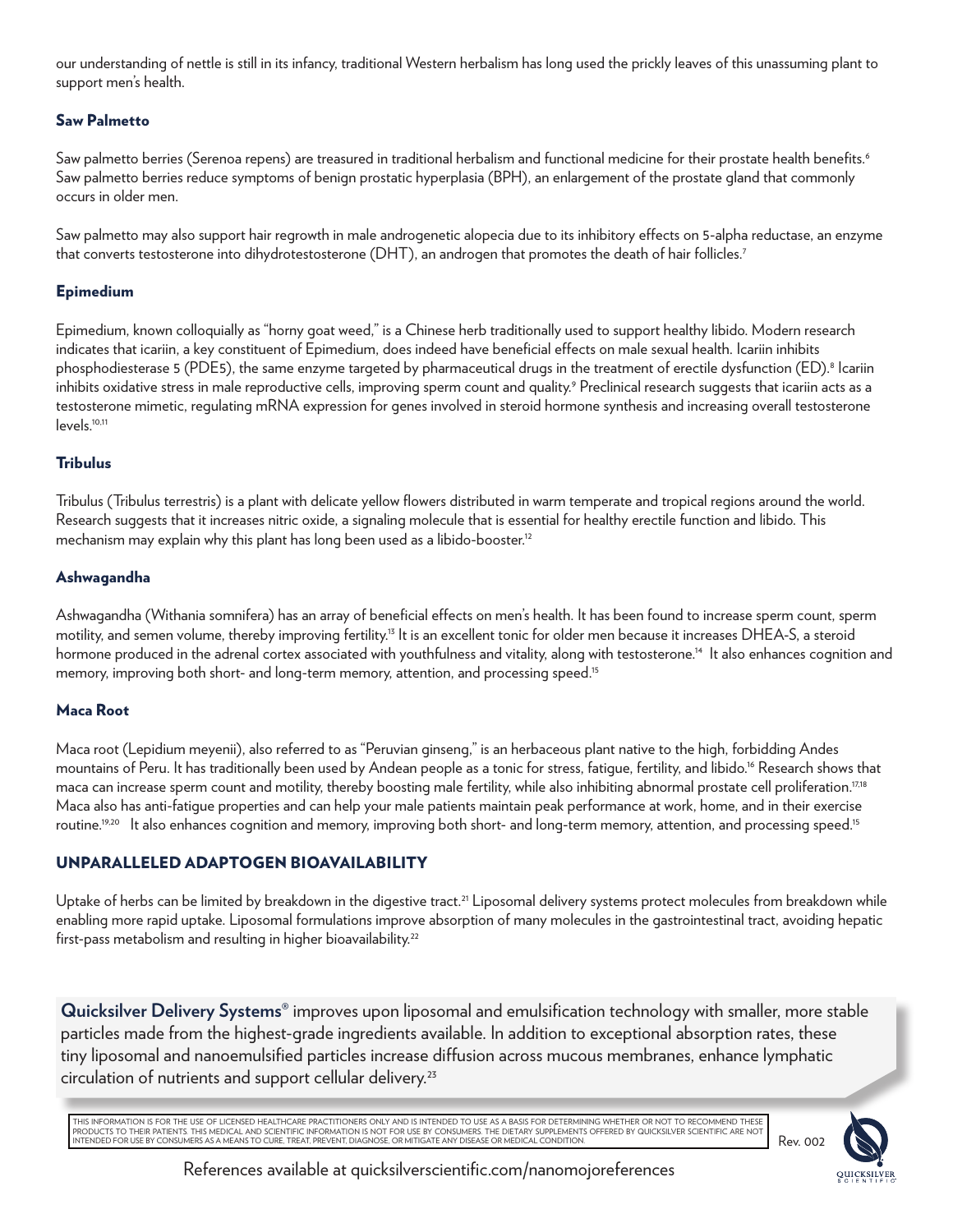our understanding of nettle is still in its infancy, traditional Western herbalism has long used the prickly leaves of this unassuming plant to support men's health.

### Saw Palmetto

Saw palmetto berries (Serenoa repens) are treasured in traditional herbalism and functional medicine for their prostate health benefits.[6] Saw palmetto berries reduce symptoms of benign prostatic hyperplasia (BPH), an enlargement of the prostate gland that commonly occurs in older men.

Saw palmetto may also support hair regrowth in male androgenetic alopecia due to its inhibitory effects on 5-alpha reductase, an enzyme that converts testosterone into dihydrotestosterone (DHT), an androgen that promotes the death of hair follicles.[7]

### Epimedium

Epimedium, known colloquially as "horny goat weed," is a Chinese herb traditionally used to support healthy libido. Modern research indicates that icariin, a key constituent of Epimedium, does indeed have beneficial effects on male sexual health. Icariin inhibits phosphodiesterase 5 (PDE5), the same enzyme targeted by pharmaceutical drugs in the treatment of erectile dysfunction (ED).[8] Icariin inhibits oxidative stress in male reproductive cells, improving sperm count and quality.[9] Preclinical research suggests that icariin acts as a testosterone mimetic, regulating mRNA expression for genes involved in steroid hormone synthesis and increasing overall testosterone levels.[10,11]

### Tribulus

Tribulus (Tribulus terrestris) is a plant with delicate yellow flowers distributed in warm temperate and tropical regions around the world. Research suggests that it increases nitric oxide, a signaling molecule that is essential for healthy erectile function and libido. This mechanism may explain why this plant has long been used as a libido-booster.[12]

### Ashwagandha

Ashwagandha (Withania somnifera) has an array of beneficial effects on men's health. It has been found to increase sperm count, sperm motility, and semen volume, thereby improving fertility.[13] It is an excellent tonic for older men because it increases DHEA-S, a steroid hormone produced in the adrenal cortex associated with youthfulness and vitality, along with testosterone.[14] It also enhances cognition and memory, improving both short- and long-term memory, attention, and processing speed.[15]

### Maca Root

Maca root (Lepidium meyenii), also referred to as "Peruvian ginseng," is an herbaceous plant native to the high, forbidding Andes mountains of Peru. It has traditionally been used by Andean people as a tonic for stress, fatigue, fertility, and libido.[16] Research shows that maca can increase sperm count and motility, thereby boosting male fertility, while also inhibiting abnormal prostate cell proliferation.[17,18] Maca also has anti-fatigue properties and can help your male patients maintain peak performance at work, home, and in their exercise routine.[19,20] It also enhances cognition and memory, improving both short- and long-term memory, attention, and processing speed.[15]

## UNPARALLELED ADAPTOGEN BIOAVAILABILITY

Uptake of herbs can be limited by breakdown in the digestive tract.[21] Liposomal delivery systems protect molecules from breakdown while enabling more rapid uptake. Liposomal formulations improve absorption of many molecules in the gastrointestinal tract, avoiding hepatic first-pass metabolism and resulting in higher bioavailability.[22]

**Quicksilver Delivery Systems®** improves upon liposomal and emulsification technology with smaller, more stable particles made from the highest-grade ingredients available. In addition to exceptional absorption rates, these tiny liposomal and nanoemulsified particles increase diffusion across mucous membranes, enhance lymphatic circulation of nutrients and support cellular delivery.[23]

THIS INFORMATION IS FOR THE USE OF LICENSED HEALTHCARE PRACTITIONERS ONLY AND IS INTENDED TO USE AS A BASIS FOR DETERMINING WHETHER OR NOT TO RECOMMEND THESE PRODUCTS TO THEIR PATIENTS. THIS MEDICAL AND SCIENTIFIC INFORMATION IS NOT FOR USE BY CONSUMERS. THE DIETARY SUPPLEMENTS OFFERED BY QUICKSILVER SCIENTIFIC ARE NOT INTENDED FOR USE BY CONSUMERS AS A MEANS TO CURE, TREAT, PREVENT, DIAGNOSE, OR MITIGATE ANY DISEASE OR MEDICAL CONDITION.

Rev. 002

References available at quicksilverscientific.com/nanomojoreferences